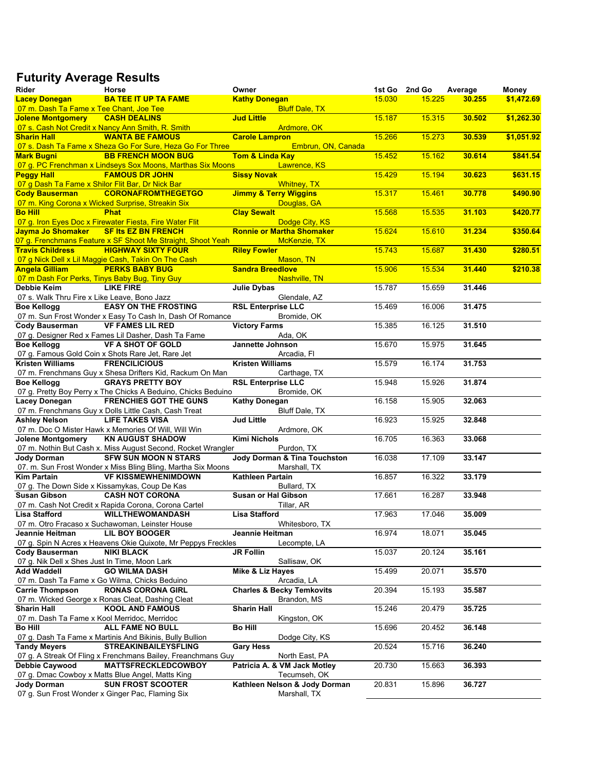## Futurity Average Results

| Rider | Horse | Owner | 1st Go | 2nd Go | Average | Money |
|---|---|---|---|---|---|---|
| **Lacey Donegan** | **BA TEE IT UP TA FAME** | **Kathy Donegan** | 15.030 | 15.225 | **30.255** | **$1,472.69** |
| 07 m. Dash Ta Fame x Tee Chant, Joe Tee | | Bluff Dale, TX | | | | |
| **Jolene Montgomery** | **CASH DEALINS** | **Jud Little** | 15.187 | 15.315 | **30.502** | **$1,262.30** |
| 07 s. Cash Not Credit x Nancy Ann Smith, R. Smith | | Ardmore, OK | | | | |
| **Sharin Hall** | **WANTA BE FAMOUS** | **Carole Lampron** | 15.266 | 15.273 | **30.539** | **$1,051.92** |
| 07 s. Dash Ta Fame x Sheza Go For Sure, Heza Go For Three | | Embrun, ON, Canada | | | | |
| **Mark Bugni** | **BB FRENCH MOON BUG** | **Tom & Linda Kay** | 15.452 | 15.162 | **30.614** | **$841.54** |
| 07 g. PC Frenchman x Lindseys Sox Moons, Marthas Six Moons | | Lawrence, KS | | | | |
| **Peggy Hall** | **FAMOUS DR JOHN** | **Sissy Novak** | 15.429 | 15.194 | **30.623** | **$631.15** |
| 07 g Dash Ta Fame x Shilor Flit Bar, Dr Nick Bar | | Whitney, TX | | | | |
| **Cody Bauserman** | **CORONAFROMTHEGETGO** | **Jimmy & Terry Wiggins** | 15.317 | 15.461 | **30.778** | **$490.90** |
| 07 m. King Corona x Wicked Surprise, Streakin Six | | Douglas, GA | | | | |
| **Bo Hill** | **Phat** | **Clay Sewalt** | 15.568 | 15.535 | **31.103** | **$420.77** |
| 07 g. Iron Eyes Doc x Firewater Fiesta, Fire Water Flit | | Dodge City, KS | | | | |
| **Jayma Jo Shomaker** | **SF Its EZ BN FRENCH** | **Ronnie or Martha Shomaker** | 15.624 | 15.610 | **31.234** | **$350.64** |
| 07 g. Frenchmans Feature x SF Shoot Me Straight, Shoot Yeah | | McKenzie, TX | | | | |
| **Travis Childress** | **HIGHWAY SIXTY FOUR** | **Riley Fowler** | 15.743 | 15.687 | **31.430** | **$280.51** |
| 07 g Nick Dell x Lil Maggie Cash, Takin On The Cash | | Mason, TN | | | | |
| **Angela Gilliam** | **PERKS BABY BUG** | **Sandra Breedlove** | 15.906 | 15.534 | **31.440** | **$210.38** |
| 07 m Dash For Perks, Tinys Baby Bug, Tiny Guy | | Nashville, TN | | | | |
| **Debbie Keim** | **LIKE FIRE** | **Julie Dybas** | 15.787 | 15.659 | **31.446** | |
| 07 s. Walk Thru Fire x Like Leave, Bono Jazz | | Glendale, AZ | | | | |
| **Boe Kellogg** | **EASY ON THE FROSTING** | **RSL Enterprise LLC** | 15.469 | 16.006 | **31.475** | |
| 07 m. Sun Frost Wonder x Easy To Cash In, Dash Of Romance | | Bromide, OK | | | | |
| **Cody Bauserman** | **VF FAMES LIL RED** | **Victory Farms** | 15.385 | 16.125 | **31.510** | |
| 07 g. Designer Red x Fames Lil Dasher, Dash Ta Fame | | Ada, OK | | | | |
| **Boe Kellogg** | **VF A SHOT OF GOLD** | **Jannette Johnson** | 15.670 | 15.975 | **31.645** | |
| 07 g. Famous Gold Coin x Shots Rare Jet, Rare Jet | | Arcadia, Fl | | | | |
| **Kristen Williams** | **FRENCILICIOUS** | **Kristen Williams** | 15.579 | 16.174 | **31.753** | |
| 07 m. Frenchmans Guy x Shesa Drifters Kid, Rackum On Man | | Carthage, TX | | | | |
| **Boe Kellogg** | **GRAYS PRETTY BOY** | **RSL Enterprise LLC** | 15.948 | 15.926 | **31.874** | |
| 07 g. Pretty Boy Perry x The Chicks A Beduino, Chicks Beduino | | Bromide, OK | | | | |
| **Lacey Donegan** | **FRENCHIES GOT THE GUNS** | **Kathy Donegan** | 16.158 | 15.905 | **32.063** | |
| 07 m. Frenchmans Guy x Dolls Little Cash, Cash Treat | | Bluff Dale, TX | | | | |
| **Ashley Nelson** | **LIFE TAKES VISA** | **Jud Little** | 16.923 | 15.925 | **32.848** | |
| 07 m. Doc O Mister Hawk x Memories Of Will, Will Win | | Ardmore, OK | | | | |
| **Jolene Montgomery** | **KN AUGUST SHADOW** | **Kimi Nichols** | 16.705 | 16.363 | **33.068** | |
| 07 m. Nothin But Cash x. Miss August Second, Rocket Wrangler | | Purdon, TX | | | | |
| **Jody Dorman** | **SFW SUN MOON N STARS** | **Jody Dorman & Tina Touchston** | 16.038 | 17.109 | **33.147** | |
| 07. m. Sun Frost Wonder x Miss Bling Bling, Martha Six Moons | | Marshall, TX | | | | |
| **Kim Partain** | **VF KISSMEWHENIMDOWN** | **Kathleen Partain** | 16.857 | 16.322 | **33.179** | |
| 07 g. The Down Side x Kissamykas, Coup De Kas | | Bullard, TX | | | | |
| **Susan Gibson** | **CASH NOT CORONA** | **Susan or Hal Gibson** | 17.661 | 16.287 | **33.948** | |
| 07 m. Cash Not Credit x Rapida Corona, Corona Cartel | | Tillar, AR | | | | |
| **Lisa Stafford** | **WILLTHEWOMANDASH** | **Lisa Stafford** | 17.963 | 17.046 | **35.009** | |
| 07 m. Otro Fracaso x Suchawoman, Leinster House | | Whitesboro, TX | | | | |
| **Jeannie Heitman** | **LIL BOY BOOGER** | **Jeannie Heitman** | 16.974 | 18.071 | **35.045** | |
| 07 g. Spin N Acres x Heavens Okie Quixote, Mr Peppys Freckles | | Lecompte, LA | | | | |
| **Cody Bauserman** | **NIKI BLACK** | **JR Follin** | 15.037 | 20.124 | **35.161** | |
| 07 g. Nik Dell x Shes Just In Time, Moon Lark | | Sallisaw, OK | | | | |
| **Add Waddell** | **GO WILMA DASH** | **Mike & Liz Hayes** | 15.499 | 20.071 | **35.570** | |
| 07 m. Dash Ta Fame x Go Wilma, Chicks Beduino | | Arcadia, LA | | | | |
| **Carrie Thompson** | **RONAS CORONA GIRL** | **Charles & Becky Temkovits** | 20.394 | 15.193 | **35.587** | |
| 07 m. Wicked George x Ronas Cleat, Dashing Cleat | | Brandon, MS | | | | |
| **Sharin Hall** | **KOOL AND FAMOUS** | **Sharin Hall** | 15.246 | 20.479 | **35.725** | |
| 07 m. Dash Ta Fame x Kool Merridoc, Merridoc | | Kingston, OK | | | | |
| **Bo Hill** | **ALL FAME NO BULL** | **Bo Hill** | 15.696 | 20.452 | **36.148** | |
| 07 g. Dash Ta Fame x Martinis And Bikinis, Bully Bullion | | Dodge City, KS | | | | |
| **Tandy Meyers** | **STREAKINBAILEYSFLING** | **Gary Hess** | 20.524 | 15.716 | **36.240** | |
| 07 g. A Streak Of Fling x Frenchmans Bailey, Freanchmans Guy | | North East, PA | | | | |
| **Debbie Caywood** | **MATTSFRECKLEDCOWBOY** | **Patricia A. & VM Jack Motley** | 20.730 | 15.663 | **36.393** | |
| 07 g. Dmac Cowboy x Matts Blue Angel, Matts King | | Tecumseh, OK | | | | |
| **Jody Dorman** | **SUN FROST SCOOTER** | **Kathleen Nelson & Jody Dorman** | 20.831 | 15.896 | **36.727** | |
| 07 g. Sun Frost Wonder x Ginger Pac, Flaming Six | | Marshall, TX | | | | |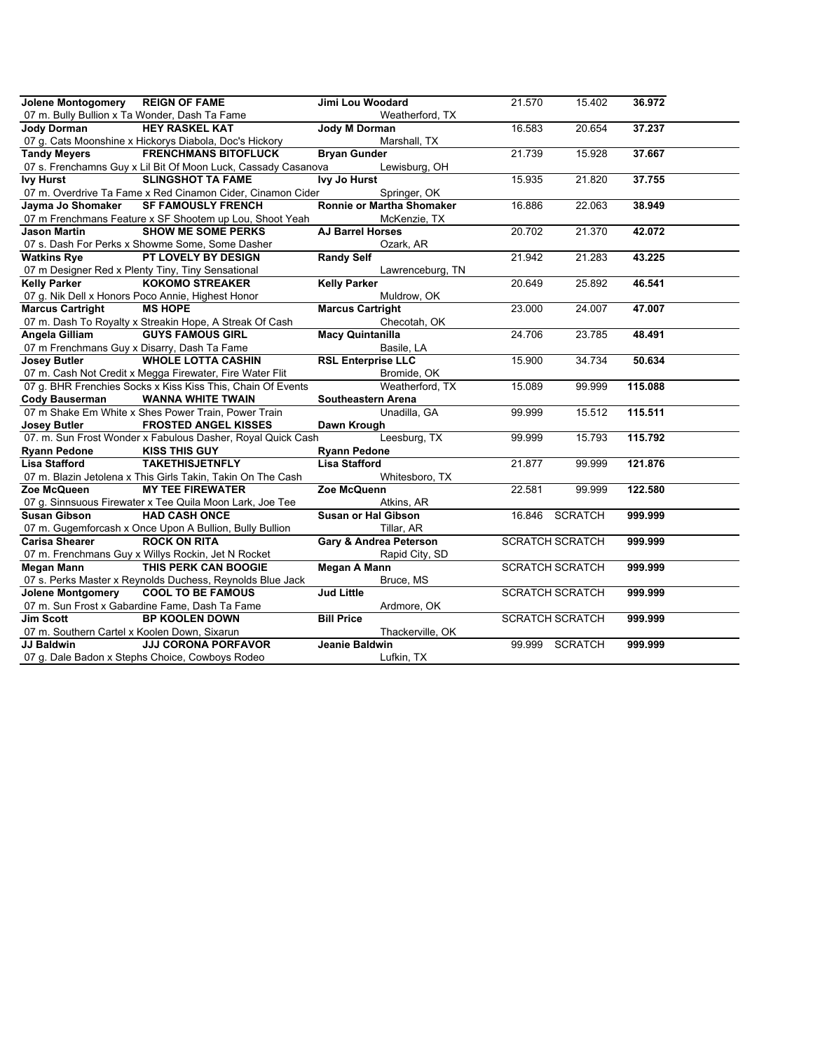| | | | | | |
|---|---|---|---|---|---|
| **Jolene Montogomery** **REIGN OF FAME** | **Jimi Lou Woodard** | 21.570 | 15.402 | **36.972** |
| 07 m. Bully Bullion x Ta Wonder, Dash Ta Fame | Weatherford, TX | | | |
| **Jody Dorman** **HEY RASKEL KAT** | **Jody M Dorman** | 16.583 | 20.654 | **37.237** |
| 07 g. Cats Moonshine x Hickorys Diabola, Doc's Hickory | Marshall, TX | | | |
| **Tandy Meyers** **FRENCHMANS BITOFLUCK** | **Bryan Gunder** | 21.739 | 15.928 | **37.667** |
| 07 s. Frenchamns Guy x Lil Bit Of Moon Luck, Cassady Casanova | Lewisburg, OH | | | |
| **Ivy Hurst** **SLINGSHOT TA FAME** | **Ivy Jo Hurst** | 15.935 | 21.820 | **37.755** |
| 07 m. Overdrive Ta Fame x Red Cinamon Cider, Cinamon Cider | Springer, OK | | | |
| **Jayma Jo Shomaker** **SF FAMOUSLY FRENCH** | **Ronnie or Martha Shomaker** | 16.886 | 22.063 | **38.949** |
| 07 m Frenchmans Feature x SF Shootem up Lou, Shoot Yeah | McKenzie, TX | | | |
| **Jason Martin** **SHOW ME SOME PERKS** | **AJ Barrel Horses** | 20.702 | 21.370 | **42.072** |
| 07 s. Dash For Perks x Showme Some, Some Dasher | Ozark, AR | | | |
| **Watkins Rye** **PT LOVELY BY DESIGN** | **Randy Self** | 21.942 | 21.283 | **43.225** |
| 07 m Designer Red x Plenty Tiny, Tiny Sensational | Lawrenceburg, TN | | | |
| **Kelly Parker** **KOKOMO STREAKER** | **Kelly Parker** | 20.649 | 25.892 | **46.541** |
| 07 g. Nik Dell x Honors Poco Annie, Highest Honor | Muldrow, OK | | | |
| **Marcus Cartright** **MS HOPE** | **Marcus Cartright** | 23.000 | 24.007 | **47.007** |
| 07 m. Dash To Royalty x Streakin Hope, A Streak Of Cash | Checotah, OK | | | |
| **Angela Gilliam** **GUYS FAMOUS GIRL** | **Macy Quintanilla** | 24.706 | 23.785 | **48.491** |
| 07 m Frenchmans Guy x Disarry, Dash Ta Fame | Basile, LA | | | |
| **Josey Butler** **WHOLE LOTTA CASHIN** | **RSL Enterprise LLC** | 15.900 | 34.734 | **50.634** |
| 07 m. Cash Not Credit x Megga Firewater, Fire Water Flit | Bromide, OK | | | |
| 07 g. BHR Frenchies Socks x Kiss Kiss This, Chain Of Events | Weatherford, TX | 15.089 | 99.999 | **115.088** |
| **Cody Bauserman** **WANNA WHITE TWAIN** | **Southeastern Arena** | | | |
| 07 m Shake Em White x Shes Power Train, Power Train | Unadilla, GA | 99.999 | 15.512 | **115.511** |
| **Josey Butler** **FROSTED ANGEL KISSES** | **Dawn Krough** | | | |
| 07. m. Sun Frost Wonder x Fabulous Dasher, Royal Quick Cash | Leesburg, TX | 99.999 | 15.793 | **115.792** |
| **Ryann Pedone** **KISS THIS GUY** | **Ryann Pedone** | | | |
| **Lisa Stafford** **TAKETHISJETNFLY** | **Lisa Stafford** | 21.877 | 99.999 | **121.876** |
| 07 m. Blazin Jetolena x This Girls Takin, Takin On The Cash | Whitesboro, TX | | | |
| **Zoe McQueen** **MY TEE FIREWATER** | **Zoe McQuenn** | 22.581 | 99.999 | **122.580** |
| 07 g. Sinnsuous Firewater x Tee Quila Moon Lark, Joe Tee | Atkins, AR | | | |
| **Susan Gibson** **HAD CASH ONCE** | **Susan or Hal Gibson** | 16.846 | SCRATCH | **999.999** |
| 07 m. Gugemforcash x Once Upon A Bullion, Bully Bullion | Tillar, AR | | | |
| **Carisa Shearer** **ROCK ON RITA** | **Gary & Andrea Peterson** | SCRATCH | SCRATCH | **999.999** |
| 07 m. Frenchmans Guy x Willys Rockin, Jet N Rocket | Rapid City, SD | | | |
| **Megan Mann** **THIS PERK CAN BOOGIE** | **Megan A Mann** | SCRATCH | SCRATCH | **999.999** |
| 07 s. Perks Master x Reynolds Duchess, Reynolds Blue Jack | Bruce, MS | | | |
| **Jolene Montgomery** **COOL TO BE FAMOUS** | **Jud Little** | SCRATCH | SCRATCH | **999.999** |
| 07 m. Sun Frost x Gabardine Fame, Dash Ta Fame | Ardmore, OK | | | |
| **Jim Scott** **BP KOOLEN DOWN** | **Bill Price** | SCRATCH | SCRATCH | **999.999** |
| 07 m. Southern Cartel x Koolen Down, Sixarun | Thackerville, OK | | | |
| **JJ Baldwin** **JJJ CORONA PORFAVOR** | **Jeanie Baldwin** | 99.999 | SCRATCH | **999.999** |
| 07 g. Dale Badon x Stephs Choice, Cowboys Rodeo | Lufkin, TX | | | |